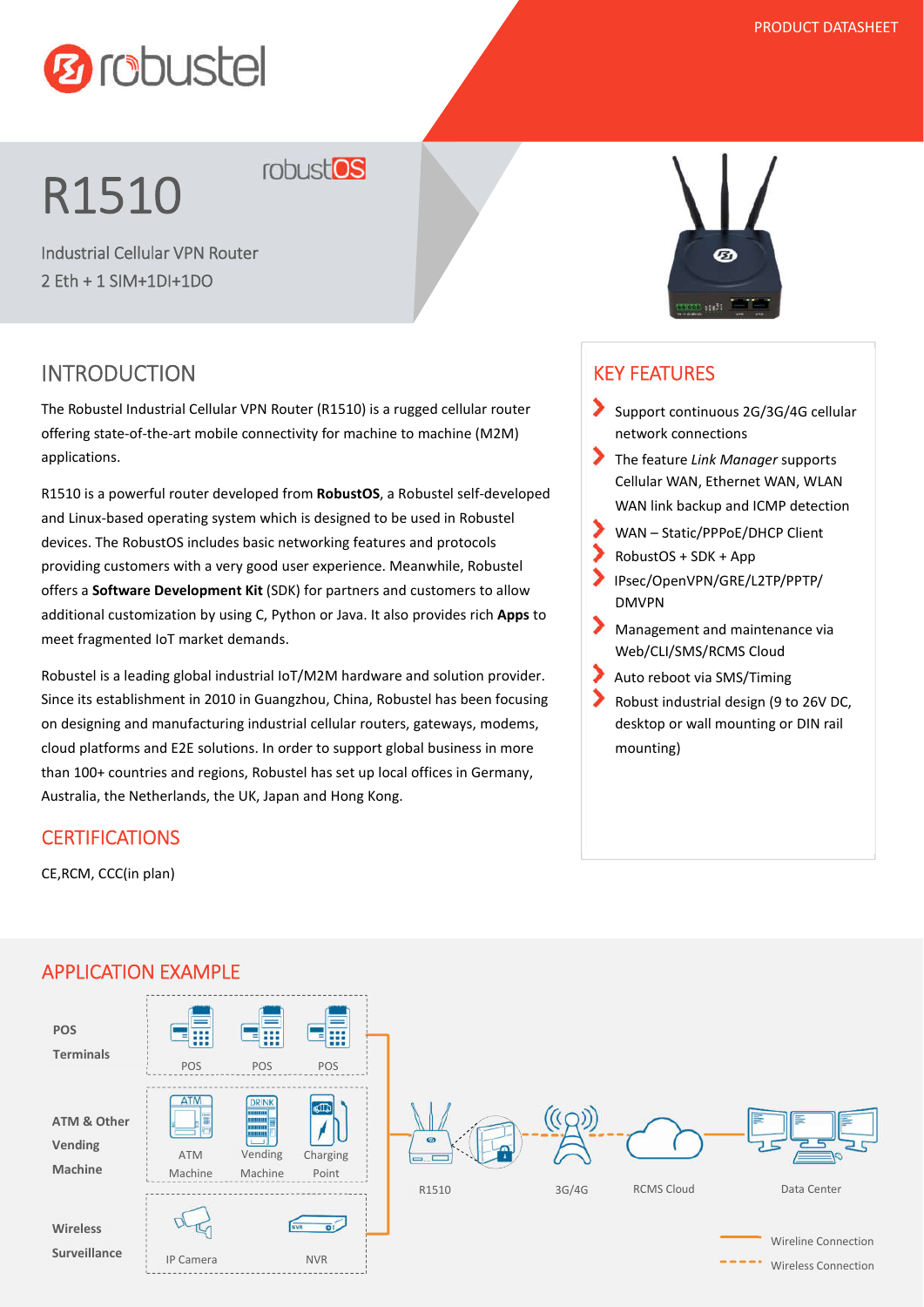PRODUCT DATASHEET

# R1510

Industrial Cellular VPN Router
2 Eth + 1 SIM+1DI+1DO

## INTRODUCTION

The Robustel Industrial Cellular VPN Router (R1510) is a rugged cellular router offering state-of-the-art mobile connectivity for machine to machine (M2M) applications.

R1510 is a powerful router developed from **RobustOS**, a Robustel self-developed and Linux-based operating system which is designed to be used in Robustel devices. The RobustOS includes basic networking features and protocols providing customers with a very good user experience. Meanwhile, Robustel offers a **Software Development Kit** (SDK) for partners and customers to allow additional customization by using C, Python or Java. It also provides rich **Apps** to meet fragmented IoT market demands.

Robustel is a leading global industrial IoT/M2M hardware and solution provider. Since its establishment in 2010 in Guangzhou, China, Robustel has been focusing on designing and manufacturing industrial cellular routers, gateways, modems, cloud platforms and E2E solutions. In order to support global business in more than 100+ countries and regions, Robustel has set up local offices in Germany, Australia, the Netherlands, the UK, Japan and Hong Kong.

## CERTIFICATIONS

CE,RCM, CCC(in plan)

## KEY FEATURES

- Support continuous 2G/3G/4G cellular network connections
- The feature *Link Manager* supports Cellular WAN, Ethernet WAN, WLAN WAN link backup and ICMP detection
- WAN – Static/PPPoE/DHCP Client
- RobustOS + SDK + App
- IPsec/OpenVPN/GRE/L2TP/PPTP/ DMVPN
- Management and maintenance via Web/CLI/SMS/RCMS Cloud
- Auto reboot via SMS/Timing
- Robust industrial design (9 to 26V DC, desktop or wall mounting or DIN rail mounting)

## APPLICATION EXAMPLE

POS Terminals: POS, POS, POS

ATM & Other Vending Machine: ATM Machine, Vending Machine, Charging Point

Wireless Surveillance: IP Camera, NVR

R1510 — 3G/4G — RCMS Cloud — Data Center

Wireline Connection

Wireless Connection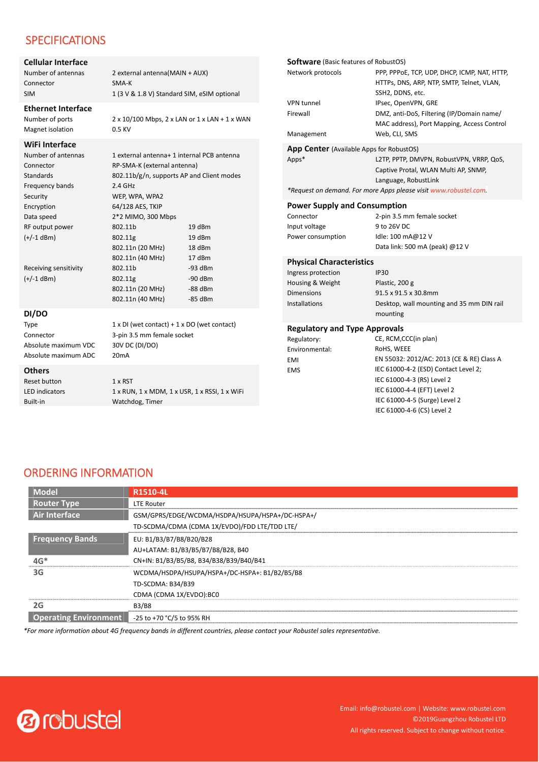# SPECIFICATIONS

### Cellular Interface

| | |
|---|---|
| Number of antennas | 2 external antenna(MAIN + AUX) |
| Connector | SMA-K |
| SIM | 1 (3 V & 1.8 V) Standard SIM, eSIM optional |

### Ethernet Interface

| | |
|---|---|
| Number of ports | 2 x 10/100 Mbps, 2 x LAN or 1 x LAN + 1 x WAN |
| Magnet isolation | 0.5 KV |

### WiFi Interface

| | | |
|---|---|---|
| Number of antennas | 1 external antenna+ 1 internal PCB antenna | |
| Connector | RP-SMA-K (external antenna) | |
| Standards | 802.11b/g/n, supports AP and Client modes | |
| Frequency bands | 2.4 GHz | |
| Security | WEP, WPA, WPA2 | |
| Encryption | 64/128 AES, TKIP | |
| Data speed | 2*2 MIMO, 300 Mbps | |
| RF output power | 802.11b | 19 dBm |
| (+/-1 dBm) | 802.11g | 19 dBm |
| | 802.11n (20 MHz) | 18 dBm |
| | 802.11n (40 MHz) | 17 dBm |
| Receiving sensitivity | 802.11b | -93 dBm |
| (+/-1 dBm) | 802.11g | -90 dBm |
| | 802.11n (20 MHz) | -88 dBm |
| | 802.11n (40 MHz) | -85 dBm |

### DI/DO

| | |
|---|---|
| Type | 1 x DI (wet contact) + 1 x DO (wet contact) |
| Connector | 3-pin 3.5 mm female socket |
| Absolute maximum VDC | 30V DC (DI/DO) |
| Absolute maximum ADC | 20mA |

### Others

| | |
|---|---|
| Reset button | 1 x RST |
| LED indicators | 1 x RUN, 1 x MDM, 1 x USR, 1 x RSSI, 1 x WiFi |
| Built-in | Watchdog, Timer |

### Software (Basic features of RobustOS)

| | |
|---|---|
| Network protocols | PPP, PPPoE, TCP, UDP, DHCP, ICMP, NAT, HTTP, HTTPs, DNS, ARP, NTP, SMTP, Telnet, VLAN, SSH2, DDNS, etc. |
| VPN tunnel | IPsec, OpenVPN, GRE |
| Firewall | DMZ, anti-DoS, Filtering (IP/Domain name/ MAC address), Port Mapping, Access Control |
| Management | Web, CLI, SMS |

### App Center (Available Apps for RobustOS)

| | |
|---|---|
| Apps* | L2TP, PPTP, DMVPN, RobustVPN, VRRP, QoS, Captive Protal, WLAN Multi AP, SNMP, Language, RobustLink |

*Request on demand. For more Apps please visit www.robustel.com.*

### Power Supply and Consumption

| | |
|---|---|
| Connector | 2-pin 3.5 mm female socket |
| Input voltage | 9 to 26V DC |
| Power consumption | Idle: 100 mA@12 V |
| | Data link: 500 mA (peak) @12 V |

### Physical Characteristics

| | |
|---|---|
| Ingress protection | IP30 |
| Housing & Weight | Plastic, 200 g |
| Dimensions | 91.5 x 91.5 x 30.8mm |
| Installations | Desktop, wall mounting and 35 mm DIN rail mounting |

### Regulatory and Type Approvals

| | |
|---|---|
| Regulatory: | CE, RCM,CCC(in plan) |
| Environmental: | RoHS, WEEE |
| EMI | EN 55032: 2012/AC: 2013 (CE & RE) Class A |
| EMS | IEC 61000-4-2 (ESD) Contact Level 2; |
| | IEC 61000-4-3 (RS) Level 2 |
| | IEC 61000-4-4 (EFT) Level 2 |
| | IEC 61000-4-5 (Surge) Level 2 |
| | IEC 61000-4-6 (CS) Level 2 |

# ORDERING INFORMATION

| Model | R1510-4L |
|---|---|
| Router Type | LTE Router |
| Air Interface | GSM/GPRS/EDGE/WCDMA/HSDPA/HSUPA/HSPA+/DC-HSPA+/ TD-SCDMA/CDMA (CDMA 1X/EVDO)/FDD LTE/TDD LTE/ |
| Frequency Bands | EU: B1/B3/B7/B8/B20/B28 |
| | AU+LATAM: B1/B3/B5/B7/B8/B28, B40 |
| 4G* | CN+IN: B1/B3/B5/B8, B34/B38/B39/B40/B41 |
| 3G | WCDMA/HSDPA/HSUPA/HSPA+/DC-HSPA+: B1/B2/B5/B8 |
| | TD-SCDMA: B34/B39 |
| | CDMA (CDMA 1X/EVDO):BC0 |
| 2G | B3/B8 |
| Operating Environment | -25 to +70 °C/5 to 95% RH |

*\*For more information about 4G frequency bands in different countries, please contact your Robustel sales representative.*

Email: info@robustel.com | Website: www.robustel.com
©2019Guangzhou Robustel LTD
All rights reserved. Subject to change without notice.